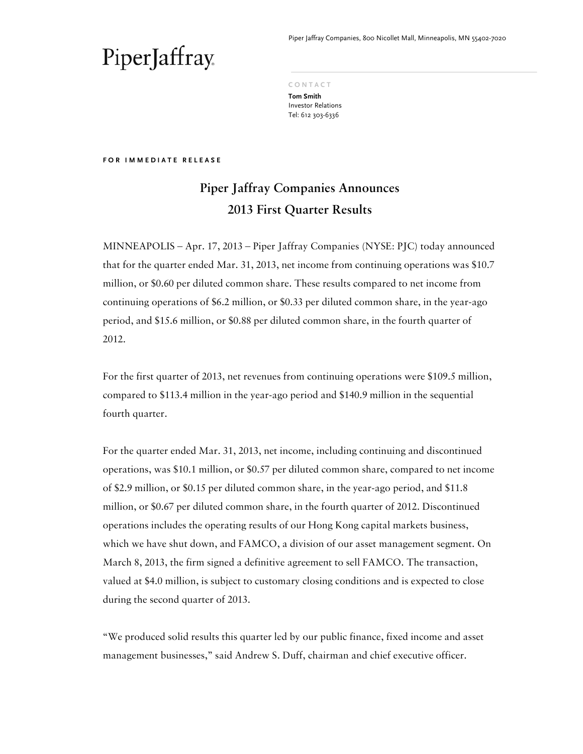PiperJaffray

Piper Jaffray Companies, 800 Nicollet Mall, Minneapolis, MN 55402-7020

CONTACT
**Tom Smith**
Investor Relations
Tel: 612 303-6336

**FOR IMMEDIATE RELEASE**

# Piper Jaffray Companies Announces 2013 First Quarter Results

MINNEAPOLIS – Apr. 17, 2013 – Piper Jaffray Companies (NYSE: PJC) today announced that for the quarter ended Mar. 31, 2013, net income from continuing operations was $10.7 million, or $0.60 per diluted common share. These results compared to net income from continuing operations of $6.2 million, or $0.33 per diluted common share, in the year-ago period, and $15.6 million, or $0.88 per diluted common share, in the fourth quarter of 2012.

For the first quarter of 2013, net revenues from continuing operations were $109.5 million, compared to $113.4 million in the year-ago period and $140.9 million in the sequential fourth quarter.

For the quarter ended Mar. 31, 2013, net income, including continuing and discontinued operations, was $10.1 million, or $0.57 per diluted common share, compared to net income of $2.9 million, or $0.15 per diluted common share, in the year-ago period, and $11.8 million, or $0.67 per diluted common share, in the fourth quarter of 2012. Discontinued operations includes the operating results of our Hong Kong capital markets business, which we have shut down, and FAMCO, a division of our asset management segment. On March 8, 2013, the firm signed a definitive agreement to sell FAMCO. The transaction, valued at $4.0 million, is subject to customary closing conditions and is expected to close during the second quarter of 2013.

"We produced solid results this quarter led by our public finance, fixed income and asset management businesses," said Andrew S. Duff, chairman and chief executive officer.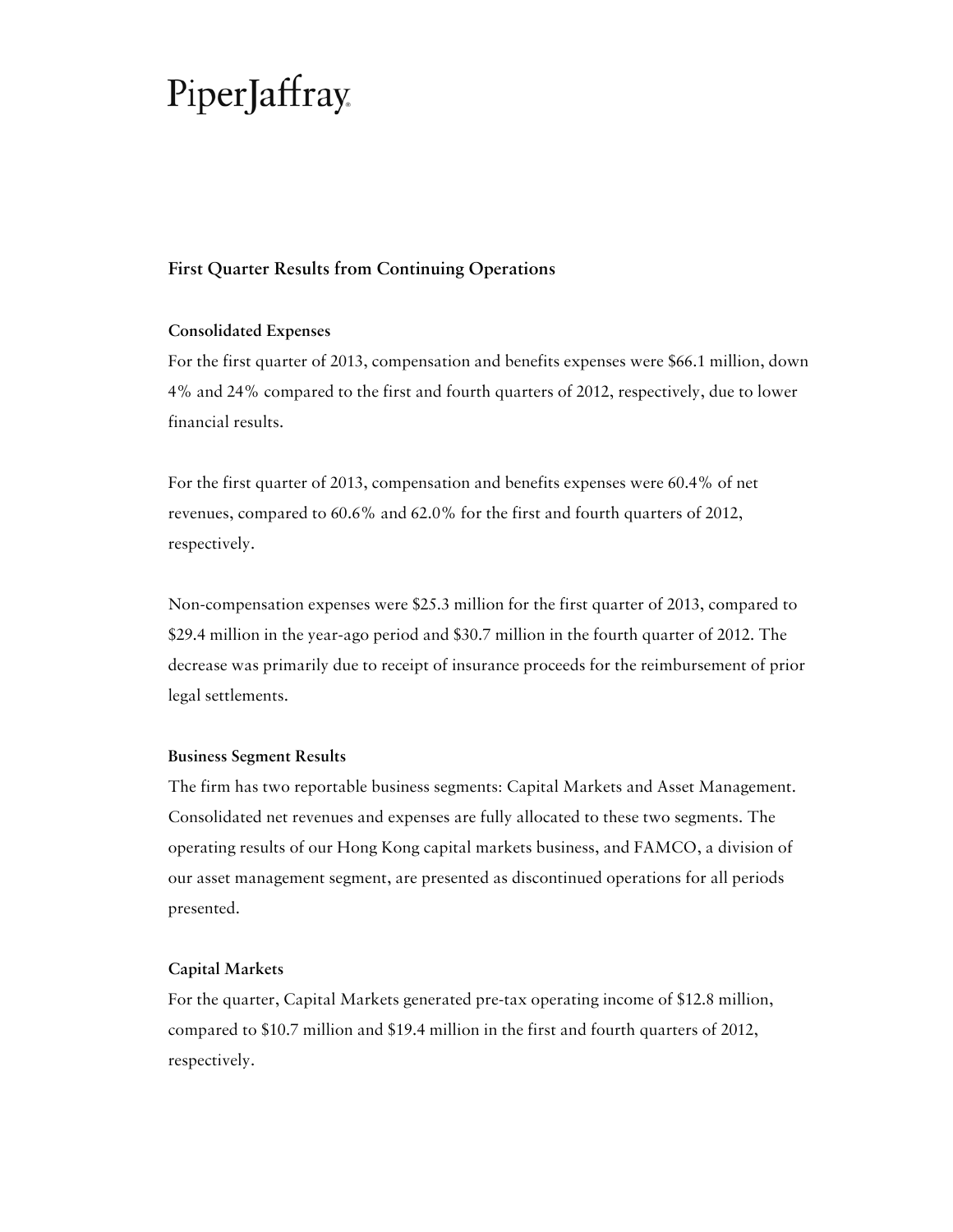# First Quarter Results from Continuing Operations

## Consolidated Expenses

For the first quarter of 2013, compensation and benefits expenses were $66.1 million, down 4% and 24% compared to the first and fourth quarters of 2012, respectively, due to lower financial results.

For the first quarter of 2013, compensation and benefits expenses were 60.4% of net revenues, compared to 60.6% and 62.0% for the first and fourth quarters of 2012, respectively.

Non-compensation expenses were $25.3 million for the first quarter of 2013, compared to $29.4 million in the year-ago period and $30.7 million in the fourth quarter of 2012. The decrease was primarily due to receipt of insurance proceeds for the reimbursement of prior legal settlements.

## Business Segment Results

The firm has two reportable business segments: Capital Markets and Asset Management. Consolidated net revenues and expenses are fully allocated to these two segments. The operating results of our Hong Kong capital markets business, and FAMCO, a division of our asset management segment, are presented as discontinued operations for all periods presented.

## Capital Markets

For the quarter, Capital Markets generated pre-tax operating income of $12.8 million, compared to $10.7 million and $19.4 million in the first and fourth quarters of 2012, respectively.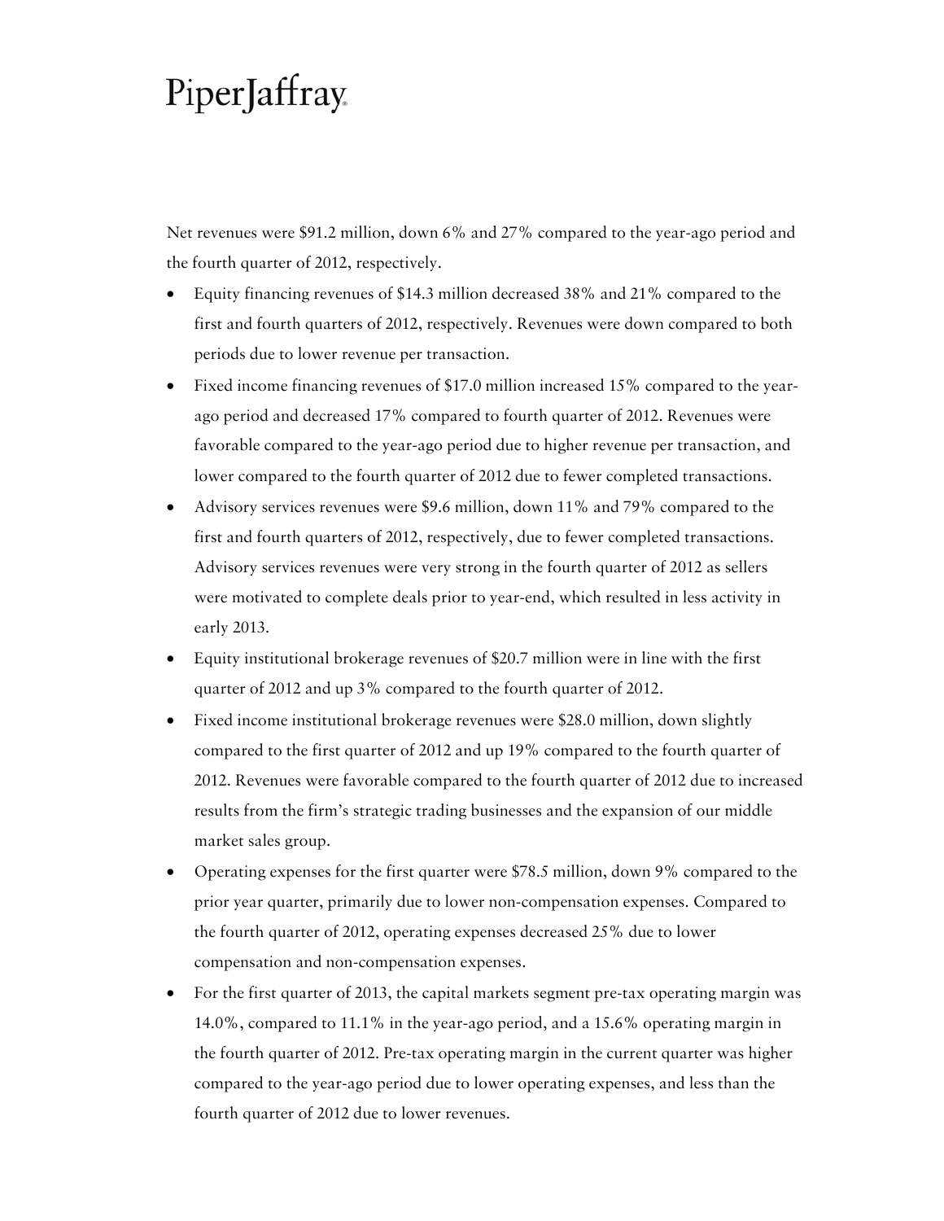Net revenues were $91.2 million, down 6% and 27% compared to the year-ago period and the fourth quarter of 2012, respectively.

- Equity financing revenues of $14.3 million decreased 38% and 21% compared to the first and fourth quarters of 2012, respectively. Revenues were down compared to both periods due to lower revenue per transaction.
- Fixed income financing revenues of $17.0 million increased 15% compared to the year-ago period and decreased 17% compared to fourth quarter of 2012. Revenues were favorable compared to the year-ago period due to higher revenue per transaction, and lower compared to the fourth quarter of 2012 due to fewer completed transactions.
- Advisory services revenues were $9.6 million, down 11% and 79% compared to the first and fourth quarters of 2012, respectively, due to fewer completed transactions. Advisory services revenues were very strong in the fourth quarter of 2012 as sellers were motivated to complete deals prior to year-end, which resulted in less activity in early 2013.
- Equity institutional brokerage revenues of $20.7 million were in line with the first quarter of 2012 and up 3% compared to the fourth quarter of 2012.
- Fixed income institutional brokerage revenues were $28.0 million, down slightly compared to the first quarter of 2012 and up 19% compared to the fourth quarter of 2012. Revenues were favorable compared to the fourth quarter of 2012 due to increased results from the firm's strategic trading businesses and the expansion of our middle market sales group.
- Operating expenses for the first quarter were $78.5 million, down 9% compared to the prior year quarter, primarily due to lower non-compensation expenses. Compared to the fourth quarter of 2012, operating expenses decreased 25% due to lower compensation and non-compensation expenses.
- For the first quarter of 2013, the capital markets segment pre-tax operating margin was 14.0%, compared to 11.1% in the year-ago period, and a 15.6% operating margin in the fourth quarter of 2012. Pre-tax operating margin in the current quarter was higher compared to the year-ago period due to lower operating expenses, and less than the fourth quarter of 2012 due to lower revenues.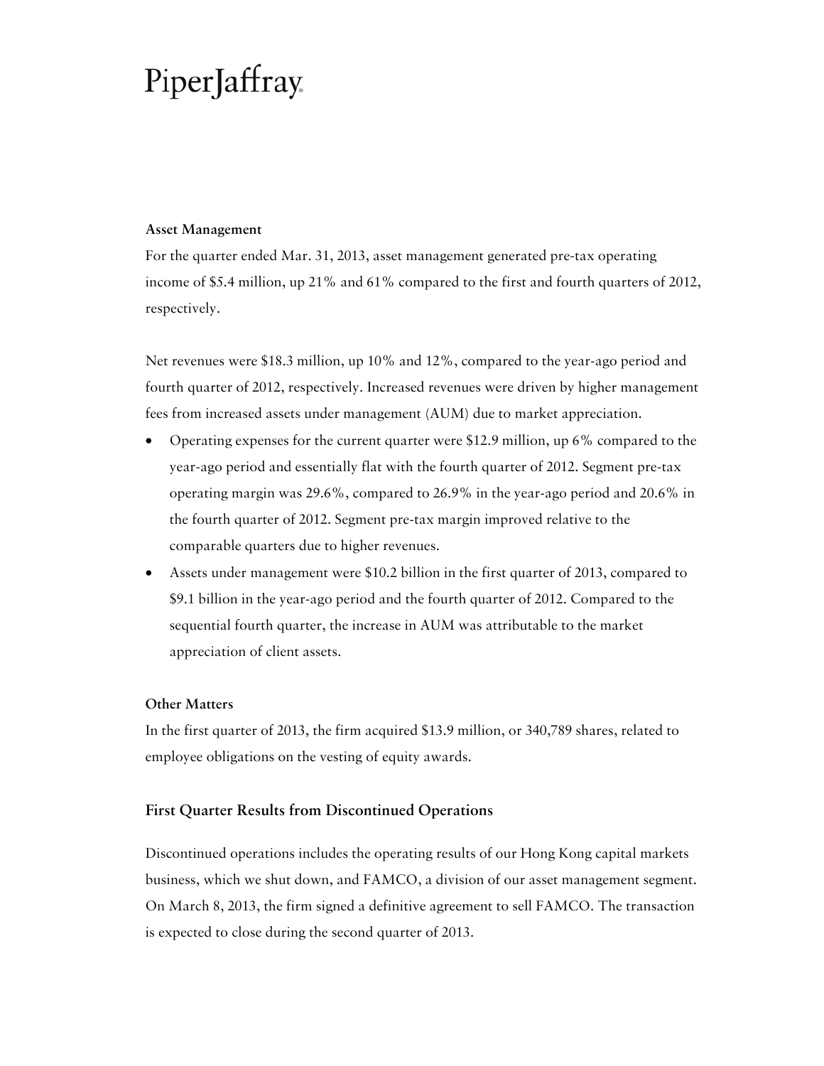**Asset Management**

For the quarter ended Mar. 31, 2013, asset management generated pre-tax operating income of $5.4 million, up 21% and 61% compared to the first and fourth quarters of 2012, respectively.

Net revenues were $18.3 million, up 10% and 12%, compared to the year-ago period and fourth quarter of 2012, respectively. Increased revenues were driven by higher management fees from increased assets under management (AUM) due to market appreciation.

- Operating expenses for the current quarter were $12.9 million, up 6% compared to the year-ago period and essentially flat with the fourth quarter of 2012. Segment pre-tax operating margin was 29.6%, compared to 26.9% in the year-ago period and 20.6% in the fourth quarter of 2012. Segment pre-tax margin improved relative to the comparable quarters due to higher revenues.
- Assets under management were $10.2 billion in the first quarter of 2013, compared to $9.1 billion in the year-ago period and the fourth quarter of 2012. Compared to the sequential fourth quarter, the increase in AUM was attributable to the market appreciation of client assets.

**Other Matters**

In the first quarter of 2013, the firm acquired $13.9 million, or 340,789 shares, related to employee obligations on the vesting of equity awards.

## First Quarter Results from Discontinued Operations

Discontinued operations includes the operating results of our Hong Kong capital markets business, which we shut down, and FAMCO, a division of our asset management segment. On March 8, 2013, the firm signed a definitive agreement to sell FAMCO. The transaction is expected to close during the second quarter of 2013.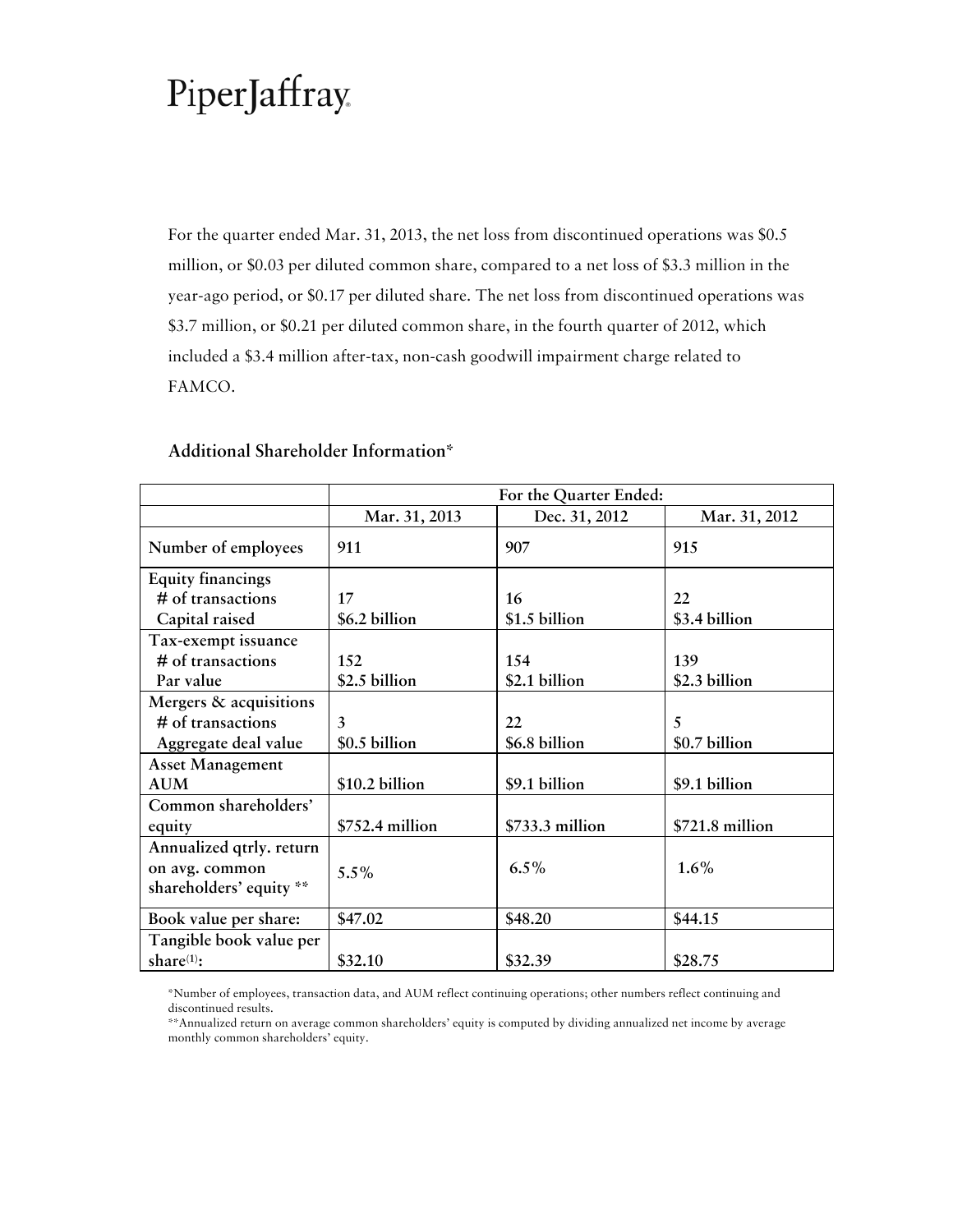PiperJaffray

For the quarter ended Mar. 31, 2013, the net loss from discontinued operations was $0.5 million, or $0.03 per diluted common share, compared to a net loss of $3.3 million in the year-ago period, or $0.17 per diluted share. The net loss from discontinued operations was $3.7 million, or $0.21 per diluted common share, in the fourth quarter of 2012, which included a $3.4 million after-tax, non-cash goodwill impairment charge related to FAMCO.

## Additional Shareholder Information*

| | For the Quarter Ended: | | |
|---|---|---|---|
| | Mar. 31, 2013 | Dec. 31, 2012 | Mar. 31, 2012 |
| Number of employees | 911 | 907 | 915 |
| Equity financings | | | |
| # of transactions | 17 | 16 | 22 |
| Capital raised | $6.2 billion | $1.5 billion | $3.4 billion |
| Tax-exempt issuance | | | |
| # of transactions | 152 | 154 | 139 |
| Par value | $2.5 billion | $2.1 billion | $2.3 billion |
| Mergers & acquisitions | | | |
| # of transactions | 3 | 22 | 5 |
| Aggregate deal value | $0.5 billion | $6.8 billion | $0.7 billion |
| Asset Management AUM | $10.2 billion | $9.1 billion | $9.1 billion |
| Common shareholders' equity | $752.4 million | $733.3 million | $721.8 million |
| Annualized qtrly. return on avg. common shareholders' equity ** | 5.5% | 6.5% | 1.6% |
| Book value per share: | $47.02 | $48.20 | $44.15 |
| Tangible book value per share[(1)]: | $32.10 | $32.39 | $28.75 |

*Number of employees, transaction data, and AUM reflect continuing operations; other numbers reflect continuing and discontinued results.

**Annualized return on average common shareholders' equity is computed by dividing annualized net income by average monthly common shareholders' equity.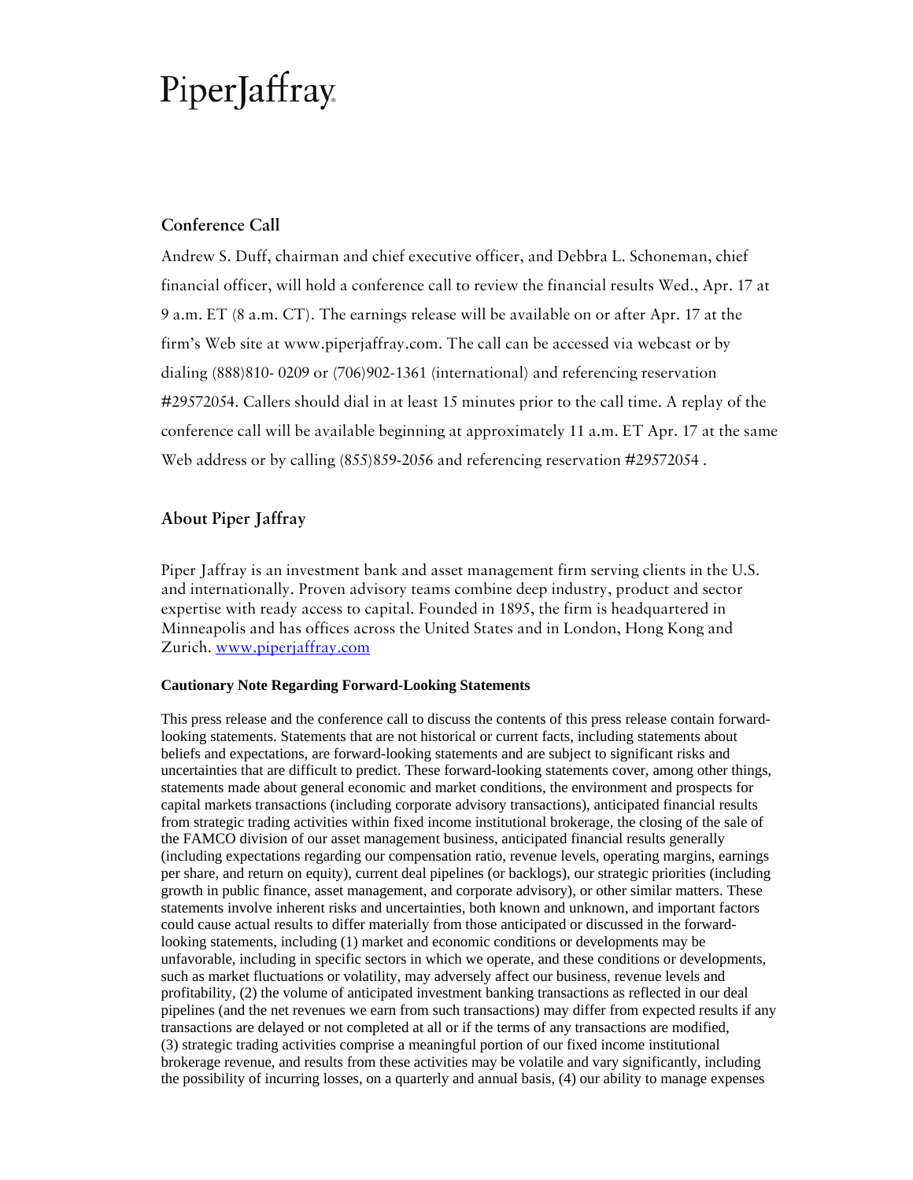PiperJaffray.

## Conference Call

Andrew S. Duff, chairman and chief executive officer, and Debbra L. Schoneman, chief financial officer, will hold a conference call to review the financial results Wed., Apr. 17 at 9 a.m. ET (8 a.m. CT). The earnings release will be available on or after Apr. 17 at the firm's Web site at www.piperjaffray.com. The call can be accessed via webcast or by dialing (888)810- 0209 or (706)902-1361 (international) and referencing reservation #29572054. Callers should dial in at least 15 minutes prior to the call time. A replay of the conference call will be available beginning at approximately 11 a.m. ET Apr. 17 at the same Web address or by calling (855)859-2056 and referencing reservation #29572054 .

## About Piper Jaffray

Piper Jaffray is an investment bank and asset management firm serving clients in the U.S. and internationally. Proven advisory teams combine deep industry, product and sector expertise with ready access to capital. Founded in 1895, the firm is headquartered in Minneapolis and has offices across the United States and in London, Hong Kong and Zurich. www.piperjaffray.com

**Cautionary Note Regarding Forward-Looking Statements**

This press release and the conference call to discuss the contents of this press release contain forward-looking statements. Statements that are not historical or current facts, including statements about beliefs and expectations, are forward-looking statements and are subject to significant risks and uncertainties that are difficult to predict. These forward-looking statements cover, among other things, statements made about general economic and market conditions, the environment and prospects for capital markets transactions (including corporate advisory transactions), anticipated financial results from strategic trading activities within fixed income institutional brokerage, the closing of the sale of the FAMCO division of our asset management business, anticipated financial results generally (including expectations regarding our compensation ratio, revenue levels, operating margins, earnings per share, and return on equity), current deal pipelines (or backlogs), our strategic priorities (including growth in public finance, asset management, and corporate advisory), or other similar matters. These statements involve inherent risks and uncertainties, both known and unknown, and important factors could cause actual results to differ materially from those anticipated or discussed in the forward-looking statements, including (1) market and economic conditions or developments may be unfavorable, including in specific sectors in which we operate, and these conditions or developments, such as market fluctuations or volatility, may adversely affect our business, revenue levels and profitability, (2) the volume of anticipated investment banking transactions as reflected in our deal pipelines (and the net revenues we earn from such transactions) may differ from expected results if any transactions are delayed or not completed at all or if the terms of any transactions are modified, (3) strategic trading activities comprise a meaningful portion of our fixed income institutional brokerage revenue, and results from these activities may be volatile and vary significantly, including the possibility of incurring losses, on a quarterly and annual basis, (4) our ability to manage expenses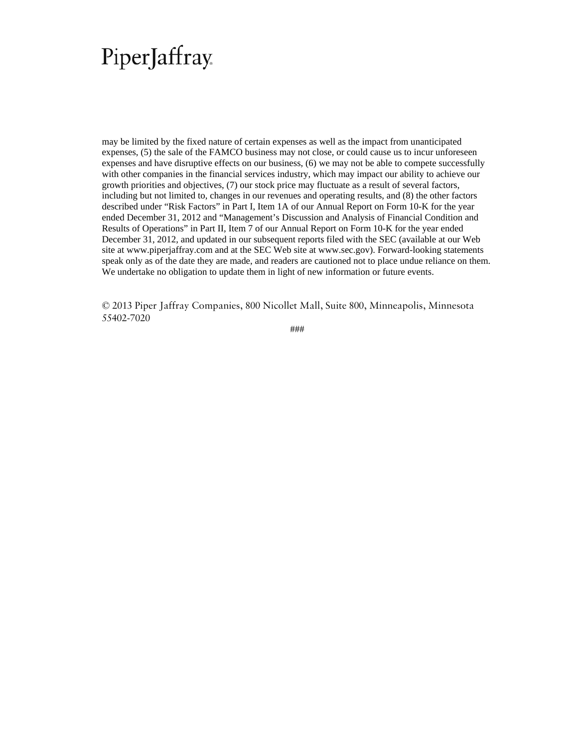PiperJaffray

may be limited by the fixed nature of certain expenses as well as the impact from unanticipated expenses, (5) the sale of the FAMCO business may not close, or could cause us to incur unforeseen expenses and have disruptive effects on our business, (6) we may not be able to compete successfully with other companies in the financial services industry, which may impact our ability to achieve our growth priorities and objectives, (7) our stock price may fluctuate as a result of several factors, including but not limited to, changes in our revenues and operating results, and (8) the other factors described under "Risk Factors" in Part I, Item 1A of our Annual Report on Form 10-K for the year ended December 31, 2012 and "Management's Discussion and Analysis of Financial Condition and Results of Operations" in Part II, Item 7 of our Annual Report on Form 10-K for the year ended December 31, 2012, and updated in our subsequent reports filed with the SEC (available at our Web site at www.piperjaffray.com and at the SEC Web site at www.sec.gov). Forward-looking statements speak only as of the date they are made, and readers are cautioned not to place undue reliance on them. We undertake no obligation to update them in light of new information or future events.

© 2013 Piper Jaffray Companies, 800 Nicollet Mall, Suite 800, Minneapolis, Minnesota 55402-7020

###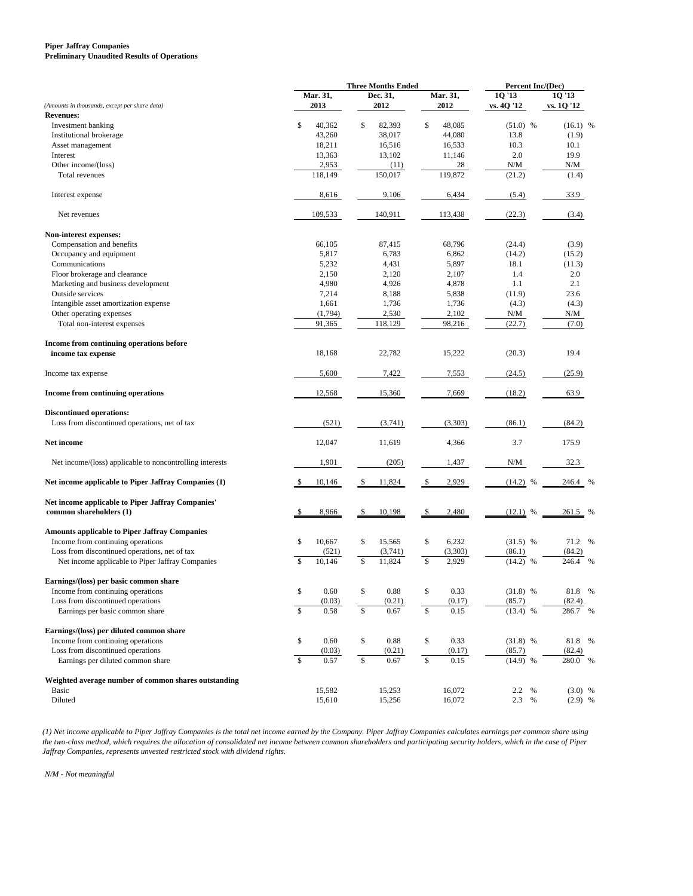**Piper Jaffray Companies**
**Preliminary Unaudited Results of Operations**

| | Three Months Ended | | | Percent Inc/(Dec) | |
|---|---|---|---|---|---|
| *(Amounts in thousands, except per share data)* | Mar. 31, 2013 | Dec. 31, 2012 | Mar. 31, 2012 | 1Q '13 vs. 4Q '12 | 1Q '13 vs. 1Q '12 |
| **Revenues:** | | | | | |
| Investment banking | $ 40,362 | $ 82,393 | $ 48,085 | (51.0) % | (16.1) % |
| Institutional brokerage | 43,260 | 38,017 | 44,080 | 13.8 | (1.9) |
| Asset management | 18,211 | 16,516 | 16,533 | 10.3 | 10.1 |
| Interest | 13,363 | 13,102 | 11,146 | 2.0 | 19.9 |
| Other income/(loss) | 2,953 | (11) | 28 | N/M | N/M |
| Total revenues | 118,149 | 150,017 | 119,872 | (21.2) | (1.4) |
| Interest expense | 8,616 | 9,106 | 6,434 | (5.4) | 33.9 |
| Net revenues | 109,533 | 140,911 | 113,438 | (22.3) | (3.4) |
| **Non-interest expenses:** | | | | | |
| Compensation and benefits | 66,105 | 87,415 | 68,796 | (24.4) | (3.9) |
| Occupancy and equipment | 5,817 | 6,783 | 6,862 | (14.2) | (15.2) |
| Communications | 5,232 | 4,431 | 5,897 | 18.1 | (11.3) |
| Floor brokerage and clearance | 2,150 | 2,120 | 2,107 | 1.4 | 2.0 |
| Marketing and business development | 4,980 | 4,926 | 4,878 | 1.1 | 2.1 |
| Outside services | 7,214 | 8,188 | 5,838 | (11.9) | 23.6 |
| Intangible asset amortization expense | 1,661 | 1,736 | 1,736 | (4.3) | (4.3) |
| Other operating expenses | (1,794) | 2,530 | 2,102 | N/M | N/M |
| Total non-interest expenses | 91,365 | 118,129 | 98,216 | (22.7) | (7.0) |
| **Income from continuing operations before income tax expense** | 18,168 | 22,782 | 15,222 | (20.3) | 19.4 |
| Income tax expense | 5,600 | 7,422 | 7,553 | (24.5) | (25.9) |
| **Income from continuing operations** | 12,568 | 15,360 | 7,669 | (18.2) | 63.9 |
| **Discontinued operations:** | | | | | |
| Loss from discontinued operations, net of tax | (521) | (3,741) | (3,303) | (86.1) | (84.2) |
| **Net income** | 12,047 | 11,619 | 4,366 | 3.7 | 175.9 |
| Net income/(loss) applicable to noncontrolling interests | 1,901 | (205) | 1,437 | N/M | 32.3 |
| **Net income applicable to Piper Jaffray Companies (1)** | $ 10,146 | $ 11,824 | $ 2,929 | (14.2) % | 246.4 % |
| **Net income applicable to Piper Jaffray Companies' common shareholders (1)** | $ 8,966 | $ 10,198 | $ 2,480 | (12.1) % | 261.5 % |
| **Amounts applicable to Piper Jaffray Companies** | | | | | |
| Income from continuing operations | $ 10,667 | $ 15,565 | $ 6,232 | (31.5) % | 71.2 % |
| Loss from discontinued operations, net of tax | (521) | (3,741) | (3,303) | (86.1) | (84.2) |
| Net income applicable to Piper Jaffray Companies | $ 10,146 | $ 11,824 | $ 2,929 | (14.2) % | 246.4 % |
| **Earnings/(loss) per basic common share** | | | | | |
| Income from continuing operations | $ 0.60 | $ 0.88 | $ 0.33 | (31.8) % | 81.8 % |
| Loss from discontinued operations | (0.03) | (0.21) | (0.17) | (85.7) | (82.4) |
| Earnings per basic common share | $ 0.58 | $ 0.67 | $ 0.15 | (13.4) % | 286.7 % |
| **Earnings/(loss) per diluted common share** | | | | | |
| Income from continuing operations | $ 0.60 | $ 0.88 | $ 0.33 | (31.8) % | 81.8 % |
| Loss from discontinued operations | (0.03) | (0.21) | (0.17) | (85.7) | (82.4) |
| Earnings per diluted common share | $ 0.57 | $ 0.67 | $ 0.15 | (14.9) % | 280.0 % |
| **Weighted average number of common shares outstanding** | | | | | |
| Basic | 15,582 | 15,253 | 16,072 | 2.2 % | (3.0) % |
| Diluted | 15,610 | 15,256 | 16,072 | 2.3 % | (2.9) % |

*(1) Net income applicable to Piper Jaffray Companies is the total net income earned by the Company. Piper Jaffray Companies calculates earnings per common share using the two-class method, which requires the allocation of consolidated net income between common shareholders and participating security holders, which in the case of Piper Jaffray Companies, represents unvested restricted stock with dividend rights.*

*N/M - Not meaningful*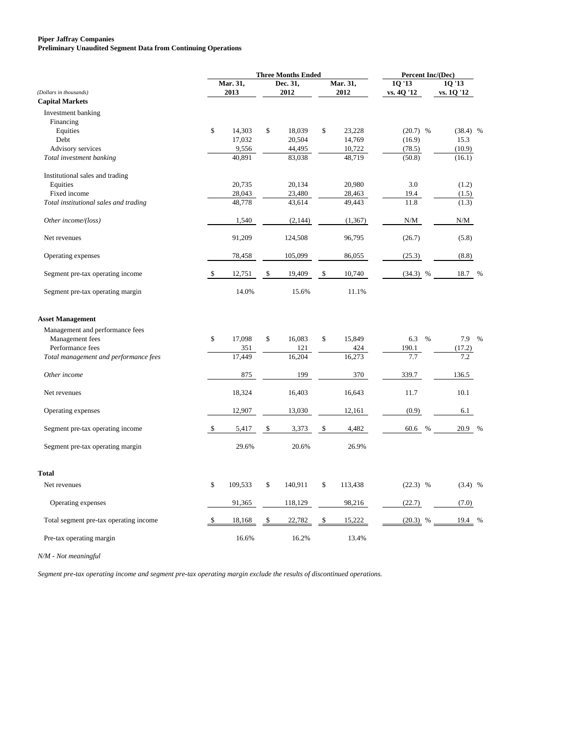**Piper Jaffray Companies**
**Preliminary Unaudited Segment Data from Continuing Operations**

| *(Dollars in thousands)* | Three Months Ended Mar. 31, 2013 | Dec. 31, 2012 | Mar. 31, 2012 | Percent Inc/(Dec) 1Q '13 vs. 4Q '12 | 1Q '13 vs. 1Q '12 |
|---|---|---|---|---|---|
| **Capital Markets** | | | | | |
| Investment banking | | | | | |
| Financing | | | | | |
| Equities | $ 14,303 | $ 18,039 | $ 23,228 | (20.7) % | (38.4) % |
| Debt | 17,032 | 20,504 | 14,769 | (16.9) | 15.3 |
| Advisory services | 9,556 | 44,495 | 10,722 | (78.5) | (10.9) |
| *Total investment banking* | 40,891 | 83,038 | 48,719 | (50.8) | (16.1) |
| Institutional sales and trading | | | | | |
| Equities | 20,735 | 20,134 | 20,980 | 3.0 | (1.2) |
| Fixed income | 28,043 | 23,480 | 28,463 | 19.4 | (1.5) |
| *Total institutional sales and trading* | 48,778 | 43,614 | 49,443 | 11.8 | (1.3) |
| *Other income/(loss)* | 1,540 | (2,144) | (1,367) | N/M | N/M |
| Net revenues | 91,209 | 124,508 | 96,795 | (26.7) | (5.8) |
| Operating expenses | 78,458 | 105,099 | 86,055 | (25.3) | (8.8) |
| Segment pre-tax operating income | $ 12,751 | $ 19,409 | $ 10,740 | (34.3) % | 18.7 % |
| Segment pre-tax operating margin | 14.0% | 15.6% | 11.1% | | |
| **Asset Management** | | | | | |
| Management and performance fees | | | | | |
| Management fees | $ 17,098 | $ 16,083 | $ 15,849 | 6.3 % | 7.9 % |
| Performance fees | 351 | 121 | 424 | 190.1 | (17.2) |
| *Total management and performance fees* | 17,449 | 16,204 | 16,273 | 7.7 | 7.2 |
| *Other income* | 875 | 199 | 370 | 339.7 | 136.5 |
| Net revenues | 18,324 | 16,403 | 16,643 | 11.7 | 10.1 |
| Operating expenses | 12,907 | 13,030 | 12,161 | (0.9) | 6.1 |
| Segment pre-tax operating income | $ 5,417 | $ 3,373 | $ 4,482 | 60.6 % | 20.9 % |
| Segment pre-tax operating margin | 29.6% | 20.6% | 26.9% | | |
| **Total** | | | | | |
| Net revenues | $ 109,533 | $ 140,911 | $ 113,438 | (22.3) % | (3.4) % |
| Operating expenses | 91,365 | 118,129 | 98,216 | (22.7) | (7.0) |
| Total segment pre-tax operating income | $ 18,168 | $ 22,782 | $ 15,222 | (20.3) % | 19.4 % |
| Pre-tax operating margin | 16.6% | 16.2% | 13.4% | | |

*N/M - Not meaningful*

*Segment pre-tax operating income and segment pre-tax operating margin exclude the results of discontinued operations.*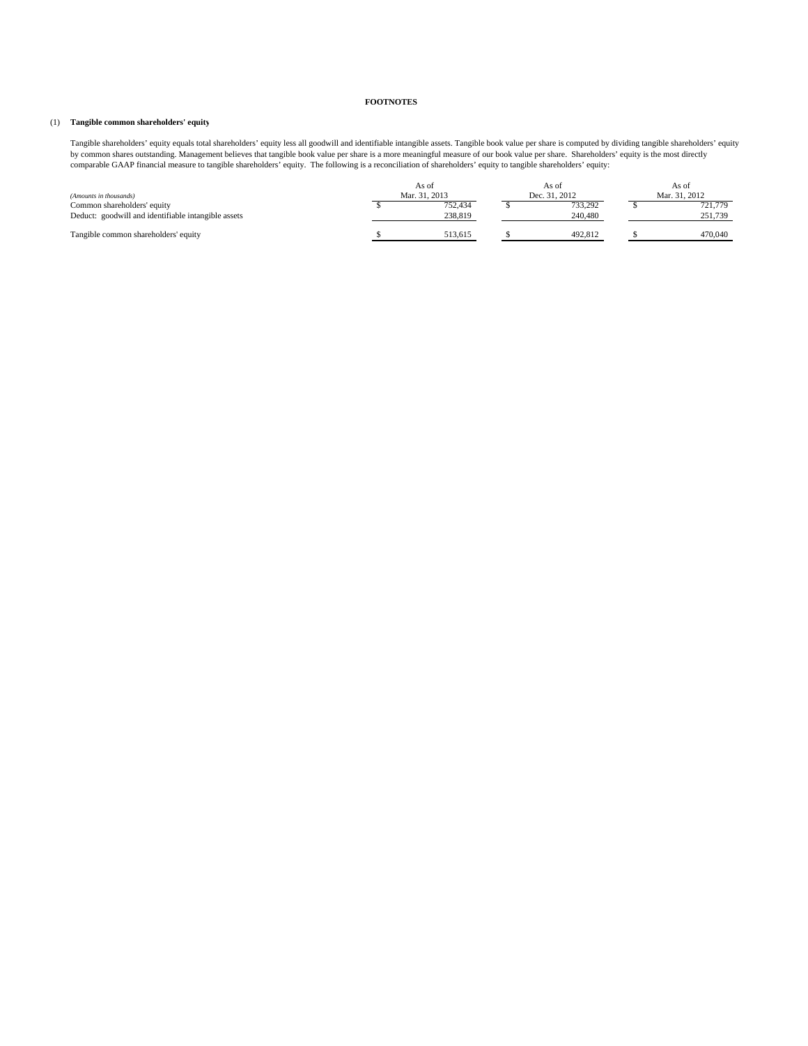**FOOTNOTES**

(1) **Tangible common shareholders' equity**

Tangible shareholders' equity equals total shareholders' equity less all goodwill and identifiable intangible assets. Tangible book value per share is computed by dividing tangible shareholders' equity by common shares outstanding. Management believes that tangible book value per share is a more meaningful measure of our book value per share. Shareholders' equity is the most directly comparable GAAP financial measure to tangible shareholders' equity. The following is a reconciliation of shareholders' equity to tangible shareholders' equity:

| *(Amounts in thousands)* | As of Mar. 31, 2013 | As of Dec. 31, 2012 | As of Mar. 31, 2012 |
|---|---|---|---|
| Common shareholders' equity | $ 752,434 | $ 733,292 | $ 721,779 |
| Deduct: goodwill and identifiable intangible assets | 238,819 | 240,480 | 251,739 |
| Tangible common shareholders' equity | $ 513,615 | $ 492,812 | $ 470,040 |